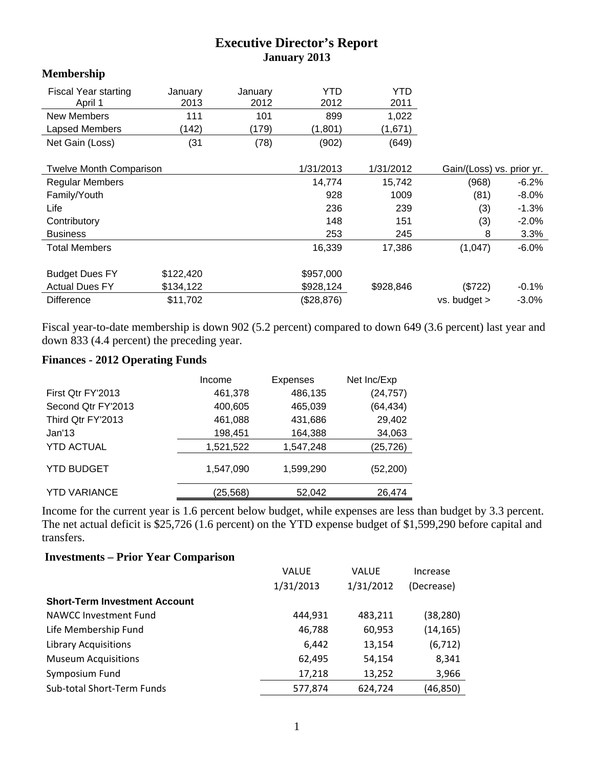# Executive Director's Report
## January 2013

### Membership

| Fiscal Year starting April 1 | January 2013 | January 2012 | YTD 2012 | YTD 2011 | | |
|---|---|---|---|---|---|---|
| New Members | 111 | 101 | 899 | 1,022 | | |
| Lapsed Members | (142) | (179) | (1,801) | (1,671) | | |
| Net Gain (Loss) | (31 | (78) | (902) | (649) | | |
| | | | | | | |
| Twelve Month Comparison | | | 1/31/2013 | 1/31/2012 | Gain/(Loss) vs. prior yr. | |
| Regular Members | | | 14,774 | 15,742 | (968) | -6.2% |
| Family/Youth | | | 928 | 1009 | (81) | -8.0% |
| Life | | | 236 | 239 | (3) | -1.3% |
| Contributory | | | 148 | 151 | (3) | -2.0% |
| Business | | | 253 | 245 | 8 | 3.3% |
| Total Members | | | 16,339 | 17,386 | (1,047) | -6.0% |
| | | | | | | |
| Budget Dues FY | $122,420 | | $957,000 | | | |
| Actual Dues FY | $134,122 | | $928,124 | $928,846 | ($722) | -0.1% |
| Difference | $11,702 | | ($28,876) | | vs. budget > | -3.0% |

Fiscal year-to-date membership is down 902 (5.2 percent) compared to down 649 (3.6 percent) last year and down 833 (4.4 percent) the preceding year.

### Finances - 2012 Operating Funds

| | Income | Expenses | Net Inc/Exp |
|---|---|---|---|
| First Qtr FY'2013 | 461,378 | 486,135 | (24,757) |
| Second Qtr FY'2013 | 400,605 | 465,039 | (64,434) |
| Third Qtr FY'2013 | 461,088 | 431,686 | 29,402 |
| Jan'13 | 198,451 | 164,388 | 34,063 |
| YTD ACTUAL | 1,521,522 | 1,547,248 | (25,726) |
| YTD BUDGET | 1,547,090 | 1,599,290 | (52,200) |
| YTD VARIANCE | (25,568) | 52,042 | 26,474 |

Income for the current year is 1.6 percent below budget, while expenses are less than budget by 3.3 percent. The net actual deficit is $25,726 (1.6 percent) on the YTD expense budget of $1,599,290 before capital and transfers.

### Investments – Prior Year Comparison

| | VALUE 1/31/2013 | VALUE 1/31/2012 | Increase (Decrease) |
|---|---|---|---|
| **Short-Term Investment Account** | | | |
| NAWCC Investment Fund | 444,931 | 483,211 | (38,280) |
| Life Membership Fund | 46,788 | 60,953 | (14,165) |
| Library Acquisitions | 6,442 | 13,154 | (6,712) |
| Museum Acquisitions | 62,495 | 54,154 | 8,341 |
| Symposium Fund | 17,218 | 13,252 | 3,966 |
| Sub-total Short-Term Funds | 577,874 | 624,724 | (46,850) |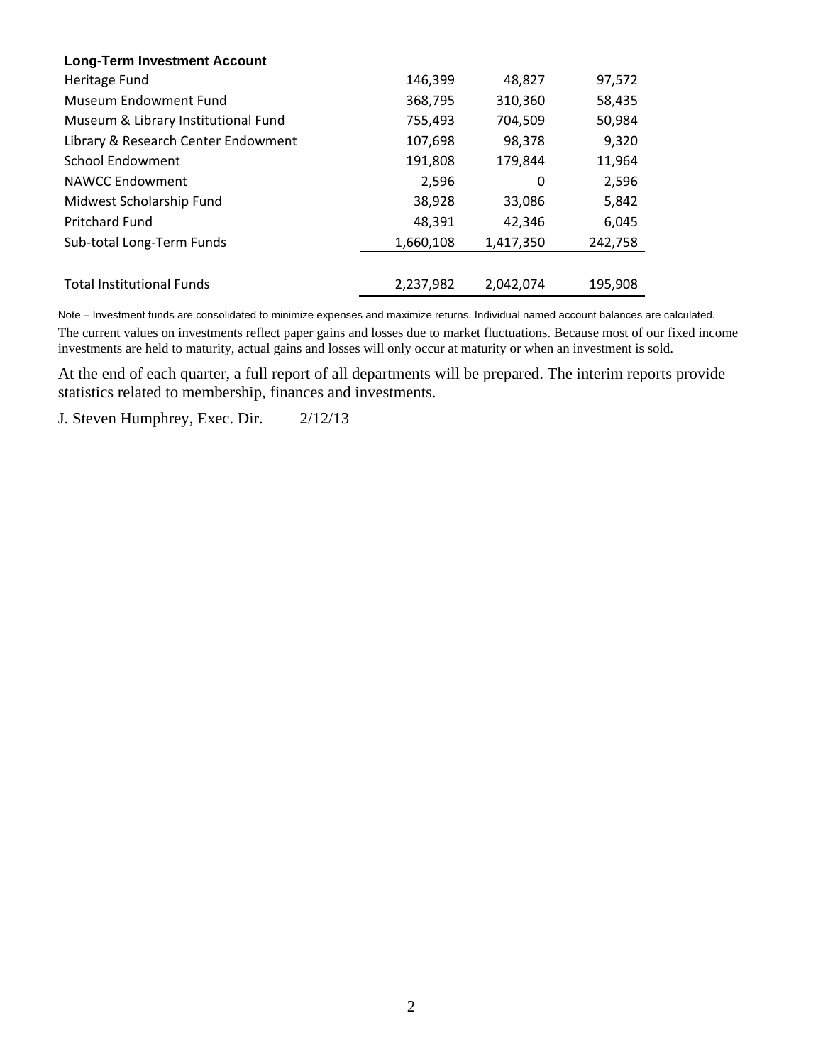| Long-Term Investment Account | | | |
|---|---|---|---|
| Heritage Fund | 146,399 | 48,827 | 97,572 |
| Museum Endowment Fund | 368,795 | 310,360 | 58,435 |
| Museum & Library Institutional Fund | 755,493 | 704,509 | 50,984 |
| Library & Research Center Endowment | 107,698 | 98,378 | 9,320 |
| School Endowment | 191,808 | 179,844 | 11,964 |
| NAWCC Endowment | 2,596 | 0 | 2,596 |
| Midwest Scholarship Fund | 38,928 | 33,086 | 5,842 |
| Pritchard Fund | 48,391 | 42,346 | 6,045 |
| Sub-total Long-Term Funds | 1,660,108 | 1,417,350 | 242,758 |
| | | | |
| Total Institutional Funds | 2,237,982 | 2,042,074 | 195,908 |

Note – Investment funds are consolidated to minimize expenses and maximize returns. Individual named account balances are calculated.

The current values on investments reflect paper gains and losses due to market fluctuations. Because most of our fixed income investments are held to maturity, actual gains and losses will only occur at maturity or when an investment is sold.

At the end of each quarter, a full report of all departments will be prepared. The interim reports provide statistics related to membership, finances and investments.

J. Steven Humphrey, Exec. Dir. 2/12/13